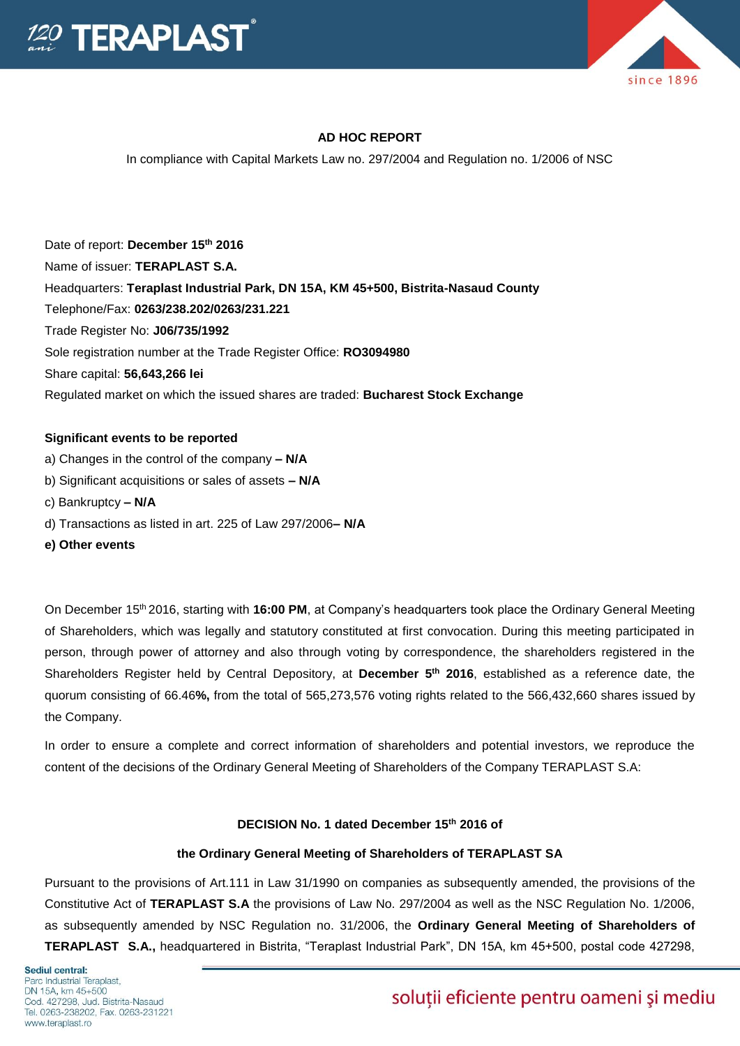## AD HOC REPORT

In compliance with Capital Markets Law no. 297/2004 and Regulation no. 1/2006 of NSC

Date of report: **December 15th 2016**

Name of issuer: **TERAPLAST S.A.**

Headquarters: **Teraplast Industrial Park, DN 15A, KM 45+500, Bistrita-Nasaud County**

Telephone/Fax: **0263/238.202/0263/231.221**

Trade Register No: **J06/735/1992**

Sole registration number at the Trade Register Office: **RO3094980**

Share capital: **56,643,266 lei**

Regulated market on which the issued shares are traded: **Bucharest Stock Exchange**

**Significant events to be reported**

a) Changes in the control of the company **– N/A**

b) Significant acquisitions or sales of assets **– N/A**

c) Bankruptcy **– N/A**

d) Transactions as listed in art. 225 of Law 297/2006**– N/A**

**e) Other events**

On December 15th 2016, starting with **16:00 PM**, at Company's headquarters took place the Ordinary General Meeting of Shareholders, which was legally and statutory constituted at first convocation. During this meeting participated in person, through power of attorney and also through voting by correspondence, the shareholders registered in the Shareholders Register held by Central Depository, at **December 5th 2016**, established as a reference date, the quorum consisting of 66.46**%,** from the total of 565,273,576 voting rights related to the 566,432,660 shares issued by the Company.

In order to ensure a complete and correct information of shareholders and potential investors, we reproduce the content of the decisions of the Ordinary General Meeting of Shareholders of the Company TERAPLAST S.A:

### DECISION No. 1 dated December 15th 2016 of

### the Ordinary General Meeting of Shareholders of TERAPLAST SA

Pursuant to the provisions of Art.111 in Law 31/1990 on companies as subsequently amended, the provisions of the Constitutive Act of **TERAPLAST S.A** the provisions of Law No. 297/2004 as well as the NSC Regulation No. 1/2006, as subsequently amended by NSC Regulation no. 31/2006, the **Ordinary General Meeting of Shareholders of TERAPLAST S.A.,** headquartered in Bistrita, "Teraplast Industrial Park", DN 15A, km 45+500, postal code 427298,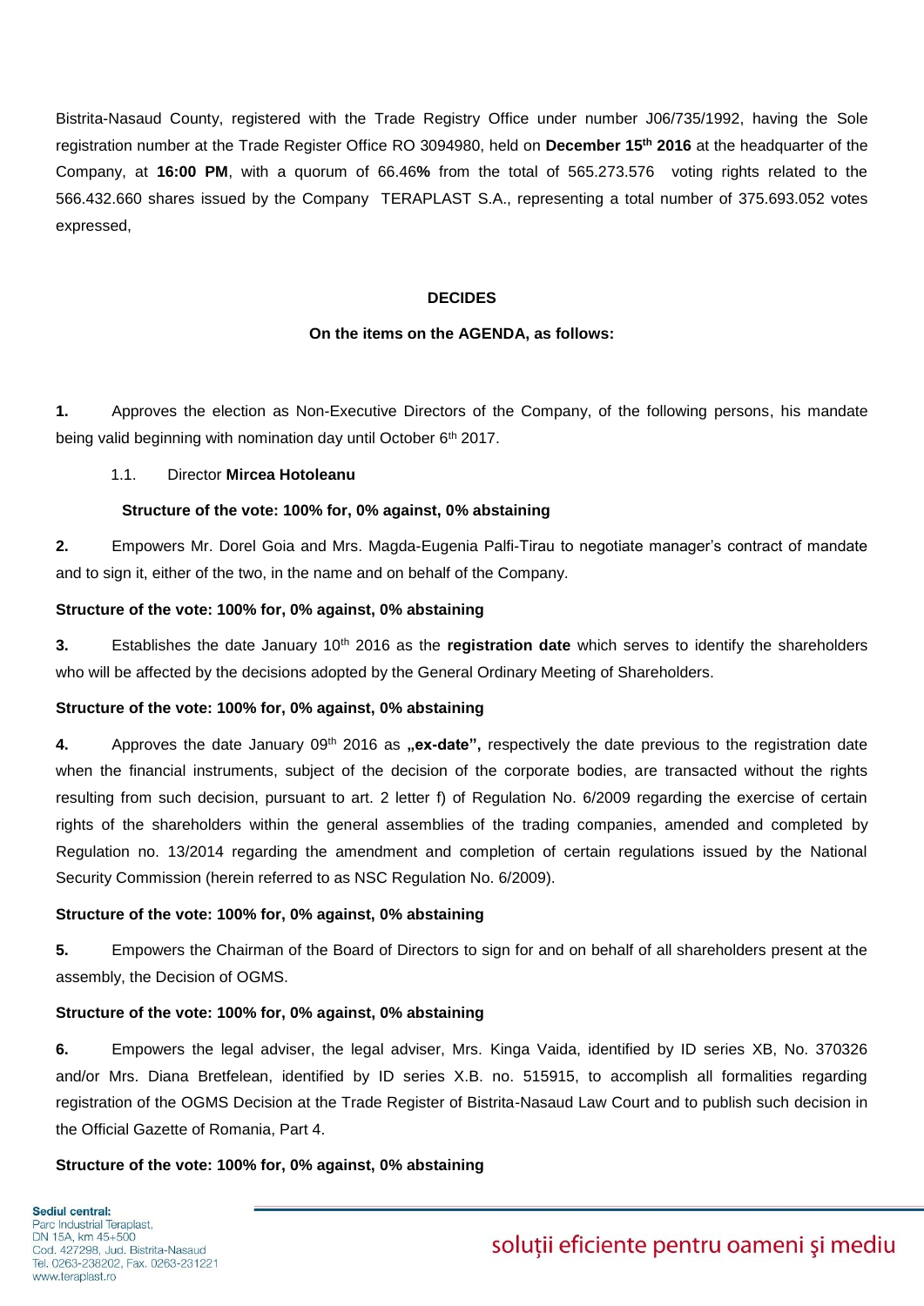Bistrita-Nasaud County, registered with the Trade Registry Office under number J06/735/1992, having the Sole registration number at the Trade Register Office RO 3094980, held on **December 15th 2016** at the headquarter of the Company, at **16:00 PM**, with a quorum of 66.46**%** from the total of 565.273.576 voting rights related to the 566.432.660 shares issued by the Company TERAPLAST S.A., representing a total number of 375.693.052 votes expressed,

**DECIDES**

**On the items on the AGENDA, as follows:**

**1.** Approves the election as Non-Executive Directors of the Company, of the following persons, his mandate being valid beginning with nomination day until October 6th 2017.

1.1. Director **Mircea Hotoleanu**

**Structure of the vote: 100% for, 0% against, 0% abstaining**

**2.** Empowers Mr. Dorel Goia and Mrs. Magda-Eugenia Palfi-Tirau to negotiate manager's contract of mandate and to sign it, either of the two, in the name and on behalf of the Company.

**Structure of the vote: 100% for, 0% against, 0% abstaining**

**3.** Establishes the date January 10th 2016 as the **registration date** which serves to identify the shareholders who will be affected by the decisions adopted by the General Ordinary Meeting of Shareholders.

**Structure of the vote: 100% for, 0% against, 0% abstaining**

**4.** Approves the date January 09th 2016 as **„ex-date",** respectively the date previous to the registration date when the financial instruments, subject of the decision of the corporate bodies, are transacted without the rights resulting from such decision, pursuant to art. 2 letter f) of Regulation No. 6/2009 regarding the exercise of certain rights of the shareholders within the general assemblies of the trading companies, amended and completed by Regulation no. 13/2014 regarding the amendment and completion of certain regulations issued by the National Security Commission (herein referred to as NSC Regulation No. 6/2009).

**Structure of the vote: 100% for, 0% against, 0% abstaining**

**5.** Empowers the Chairman of the Board of Directors to sign for and on behalf of all shareholders present at the assembly, the Decision of OGMS.

**Structure of the vote: 100% for, 0% against, 0% abstaining**

**6.** Empowers the legal adviser, the legal adviser, Mrs. Kinga Vaida, identified by ID series XB, No. 370326 and/or Mrs. Diana Bretfelean, identified by ID series X.B. no. 515915, to accomplish all formalities regarding registration of the OGMS Decision at the Trade Register of Bistrita-Nasaud Law Court and to publish such decision in the Official Gazette of Romania, Part 4.

**Structure of the vote: 100% for, 0% against, 0% abstaining**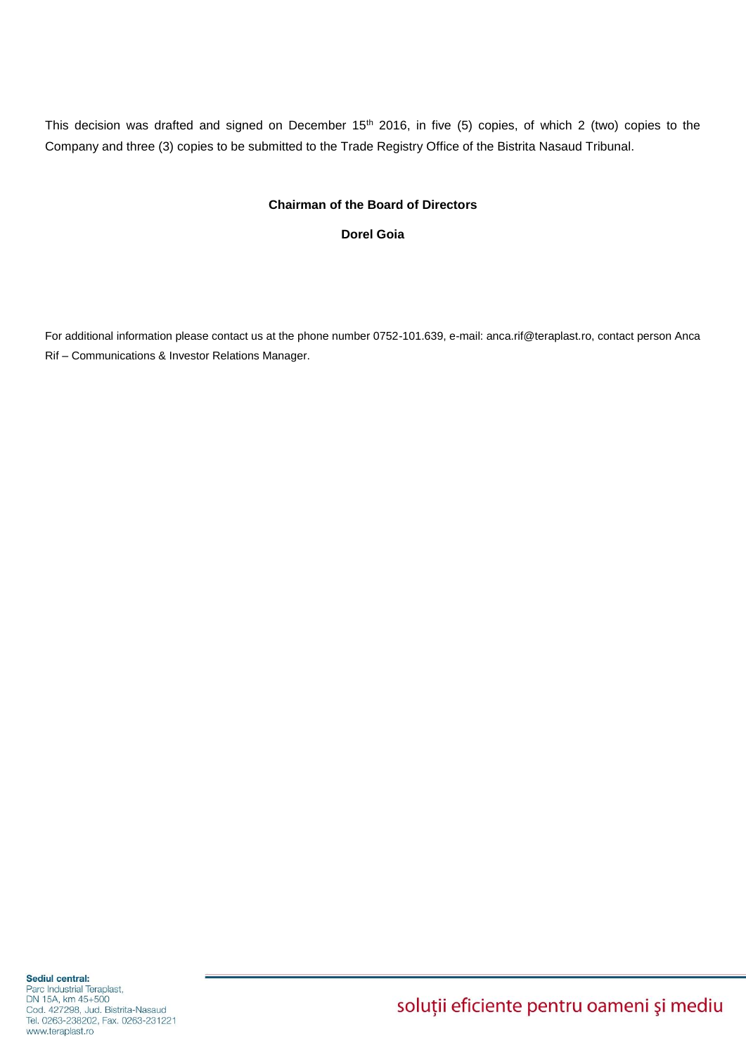This decision was drafted and signed on December 15th 2016, in five (5) copies, of which 2 (two) copies to the Company and three (3) copies to be submitted to the Trade Registry Office of the Bistrita Nasaud Tribunal.

**Chairman of the Board of Directors**

**Dorel Goia**

For additional information please contact us at the phone number 0752-101.639, e-mail: anca.rif@teraplast.ro, contact person Anca Rif – Communications & Investor Relations Manager.